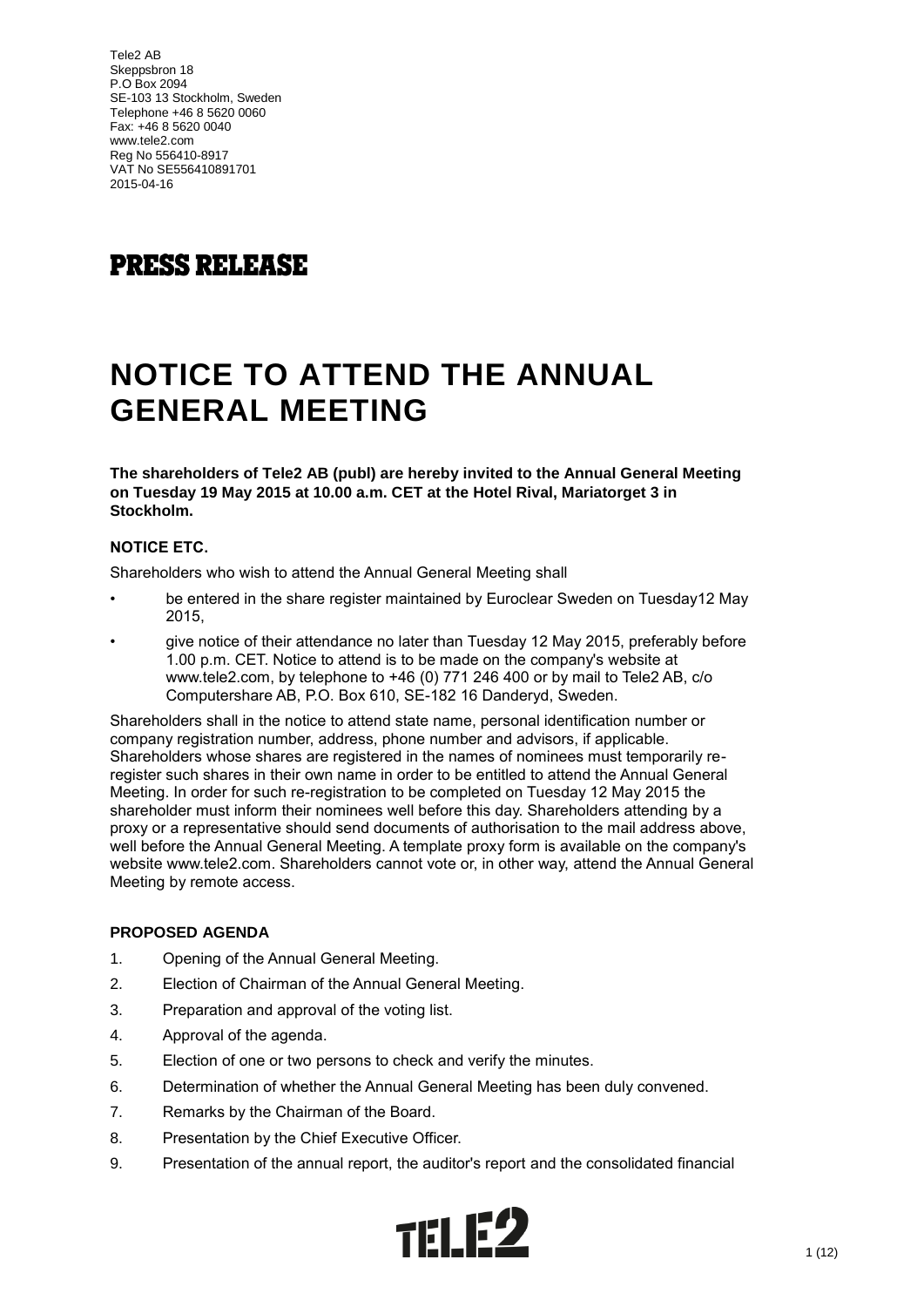Tele2 AB
Skeppsbron 18
P.O Box 2094
SE-103 13 Stockholm, Sweden
Telephone +46 8 5620 0060
Fax: +46 8 5620 0040
www.tele2.com
Reg No 556410-8917
VAT No SE556410891701
2015-04-16

# PRESS RELEASE

# NOTICE TO ATTEND THE ANNUAL GENERAL MEETING

**The shareholders of Tele2 AB (publ) are hereby invited to the Annual General Meeting on Tuesday 19 May 2015 at 10.00 a.m. CET at the Hotel Rival, Mariatorget 3 in Stockholm.**

### NOTICE ETC.

Shareholders who wish to attend the Annual General Meeting shall

- be entered in the share register maintained by Euroclear Sweden on Tuesday12 May 2015,
- give notice of their attendance no later than Tuesday 12 May 2015, preferably before 1.00 p.m. CET. Notice to attend is to be made on the company's website at www.tele2.com, by telephone to +46 (0) 771 246 400 or by mail to Tele2 AB, c/o Computershare AB, P.O. Box 610, SE-182 16 Danderyd, Sweden.

Shareholders shall in the notice to attend state name, personal identification number or company registration number, address, phone number and advisors, if applicable. Shareholders whose shares are registered in the names of nominees must temporarily re-register such shares in their own name in order to be entitled to attend the Annual General Meeting. In order for such re-registration to be completed on Tuesday 12 May 2015 the shareholder must inform their nominees well before this day. Shareholders attending by a proxy or a representative should send documents of authorisation to the mail address above, well before the Annual General Meeting. A template proxy form is available on the company's website www.tele2.com. Shareholders cannot vote or, in other way, attend the Annual General Meeting by remote access.

### PROPOSED AGENDA

1. Opening of the Annual General Meeting.
2. Election of Chairman of the Annual General Meeting.
3. Preparation and approval of the voting list.
4. Approval of the agenda.
5. Election of one or two persons to check and verify the minutes.
6. Determination of whether the Annual General Meeting has been duly convened.
7. Remarks by the Chairman of the Board.
8. Presentation by the Chief Executive Officer.
9. Presentation of the annual report, the auditor's report and the consolidated financial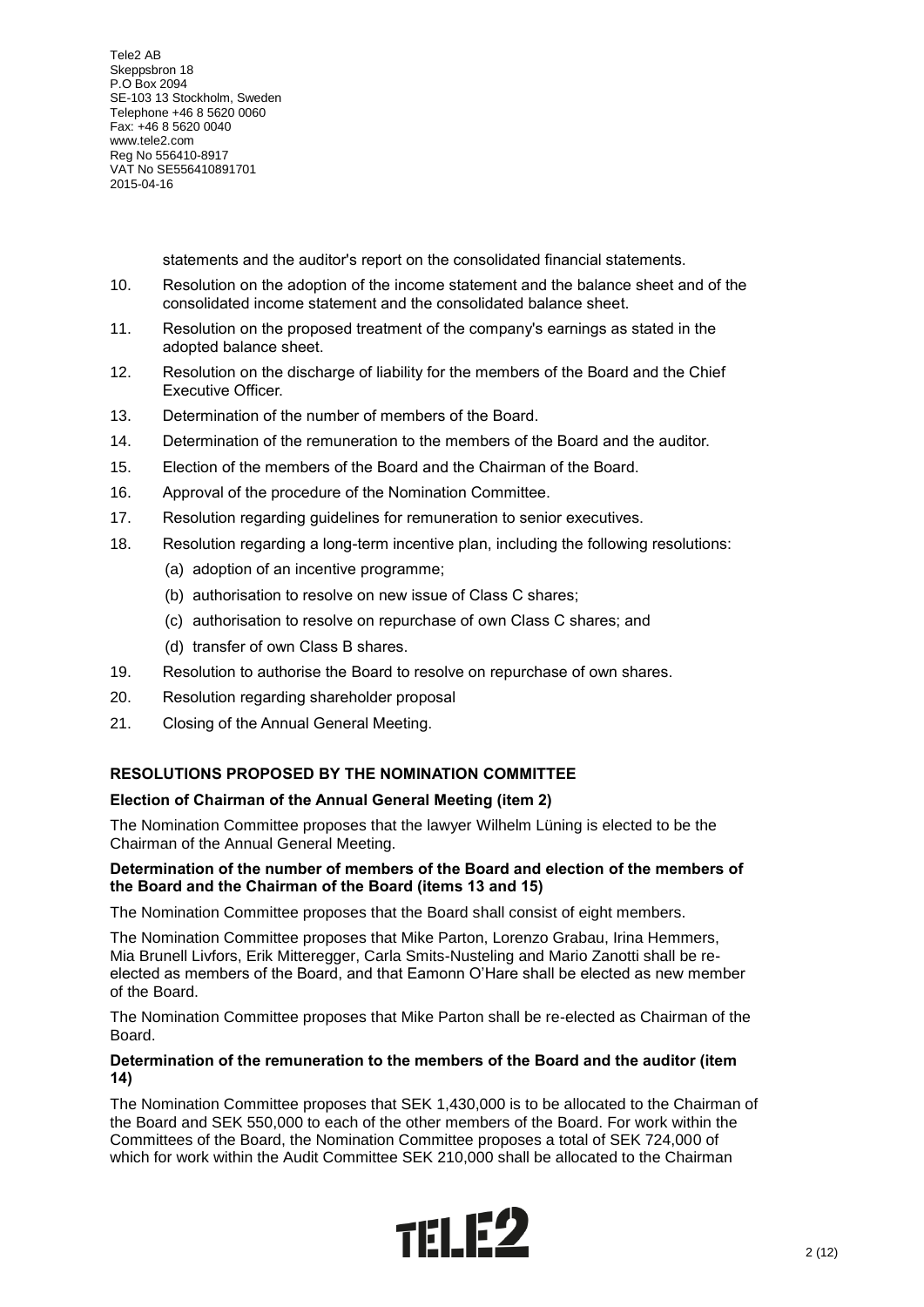statements and the auditor's report on the consolidated financial statements.

10. Resolution on the adoption of the income statement and the balance sheet and of the consolidated income statement and the consolidated balance sheet.
11. Resolution on the proposed treatment of the company's earnings as stated in the adopted balance sheet.
12. Resolution on the discharge of liability for the members of the Board and the Chief Executive Officer.
13. Determination of the number of members of the Board.
14. Determination of the remuneration to the members of the Board and the auditor.
15. Election of the members of the Board and the Chairman of the Board.
16. Approval of the procedure of the Nomination Committee.
17. Resolution regarding guidelines for remuneration to senior executives.
18. Resolution regarding a long-term incentive plan, including the following resolutions:
    - (a) adoption of an incentive programme;
    - (b) authorisation to resolve on new issue of Class C shares;
    - (c) authorisation to resolve on repurchase of own Class C shares; and
    - (d) transfer of own Class B shares.
19. Resolution to authorise the Board to resolve on repurchase of own shares.
20. Resolution regarding shareholder proposal
21. Closing of the Annual General Meeting.

## RESOLUTIONS PROPOSED BY THE NOMINATION COMMITTEE

### Election of Chairman of the Annual General Meeting (item 2)

The Nomination Committee proposes that the lawyer Wilhelm Lüning is elected to be the Chairman of the Annual General Meeting.

### Determination of the number of members of the Board and election of the members of the Board and the Chairman of the Board (items 13 and 15)

The Nomination Committee proposes that the Board shall consist of eight members.

The Nomination Committee proposes that Mike Parton, Lorenzo Grabau, Irina Hemmers, Mia Brunell Livfors, Erik Mitteregger, Carla Smits-Nusteling and Mario Zanotti shall be re-elected as members of the Board, and that Eamonn O'Hare shall be elected as new member of the Board.

The Nomination Committee proposes that Mike Parton shall be re-elected as Chairman of the Board.

### Determination of the remuneration to the members of the Board and the auditor (item 14)

The Nomination Committee proposes that SEK 1,430,000 is to be allocated to the Chairman of the Board and SEK 550,000 to each of the other members of the Board. For work within the Committees of the Board, the Nomination Committee proposes a total of SEK 724,000 of which for work within the Audit Committee SEK 210,000 shall be allocated to the Chairman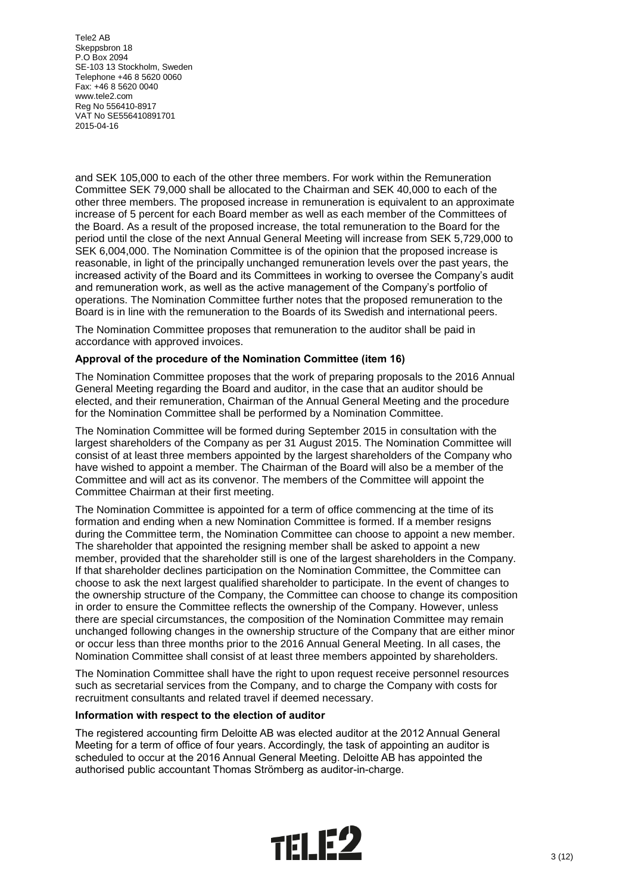and SEK 105,000 to each of the other three members. For work within the Remuneration Committee SEK 79,000 shall be allocated to the Chairman and SEK 40,000 to each of the other three members. The proposed increase in remuneration is equivalent to an approximate increase of 5 percent for each Board member as well as each member of the Committees of the Board. As a result of the proposed increase, the total remuneration to the Board for the period until the close of the next Annual General Meeting will increase from SEK 5,729,000 to SEK 6,004,000. The Nomination Committee is of the opinion that the proposed increase is reasonable, in light of the principally unchanged remuneration levels over the past years, the increased activity of the Board and its Committees in working to oversee the Company's audit and remuneration work, as well as the active management of the Company's portfolio of operations. The Nomination Committee further notes that the proposed remuneration to the Board is in line with the remuneration to the Boards of its Swedish and international peers.

The Nomination Committee proposes that remuneration to the auditor shall be paid in accordance with approved invoices.

**Approval of the procedure of the Nomination Committee (item 16)**

The Nomination Committee proposes that the work of preparing proposals to the 2016 Annual General Meeting regarding the Board and auditor, in the case that an auditor should be elected, and their remuneration, Chairman of the Annual General Meeting and the procedure for the Nomination Committee shall be performed by a Nomination Committee.

The Nomination Committee will be formed during September 2015 in consultation with the largest shareholders of the Company as per 31 August 2015. The Nomination Committee will consist of at least three members appointed by the largest shareholders of the Company who have wished to appoint a member. The Chairman of the Board will also be a member of the Committee and will act as its convenor. The members of the Committee will appoint the Committee Chairman at their first meeting.

The Nomination Committee is appointed for a term of office commencing at the time of its formation and ending when a new Nomination Committee is formed. If a member resigns during the Committee term, the Nomination Committee can choose to appoint a new member. The shareholder that appointed the resigning member shall be asked to appoint a new member, provided that the shareholder still is one of the largest shareholders in the Company. If that shareholder declines participation on the Nomination Committee, the Committee can choose to ask the next largest qualified shareholder to participate. In the event of changes to the ownership structure of the Company, the Committee can choose to change its composition in order to ensure the Committee reflects the ownership of the Company. However, unless there are special circumstances, the composition of the Nomination Committee may remain unchanged following changes in the ownership structure of the Company that are either minor or occur less than three months prior to the 2016 Annual General Meeting. In all cases, the Nomination Committee shall consist of at least three members appointed by shareholders.

The Nomination Committee shall have the right to upon request receive personnel resources such as secretarial services from the Company, and to charge the Company with costs for recruitment consultants and related travel if deemed necessary.

**Information with respect to the election of auditor**

The registered accounting firm Deloitte AB was elected auditor at the 2012 Annual General Meeting for a term of office of four years. Accordingly, the task of appointing an auditor is scheduled to occur at the 2016 Annual General Meeting. Deloitte AB has appointed the authorised public accountant Thomas Strömberg as auditor-in-charge.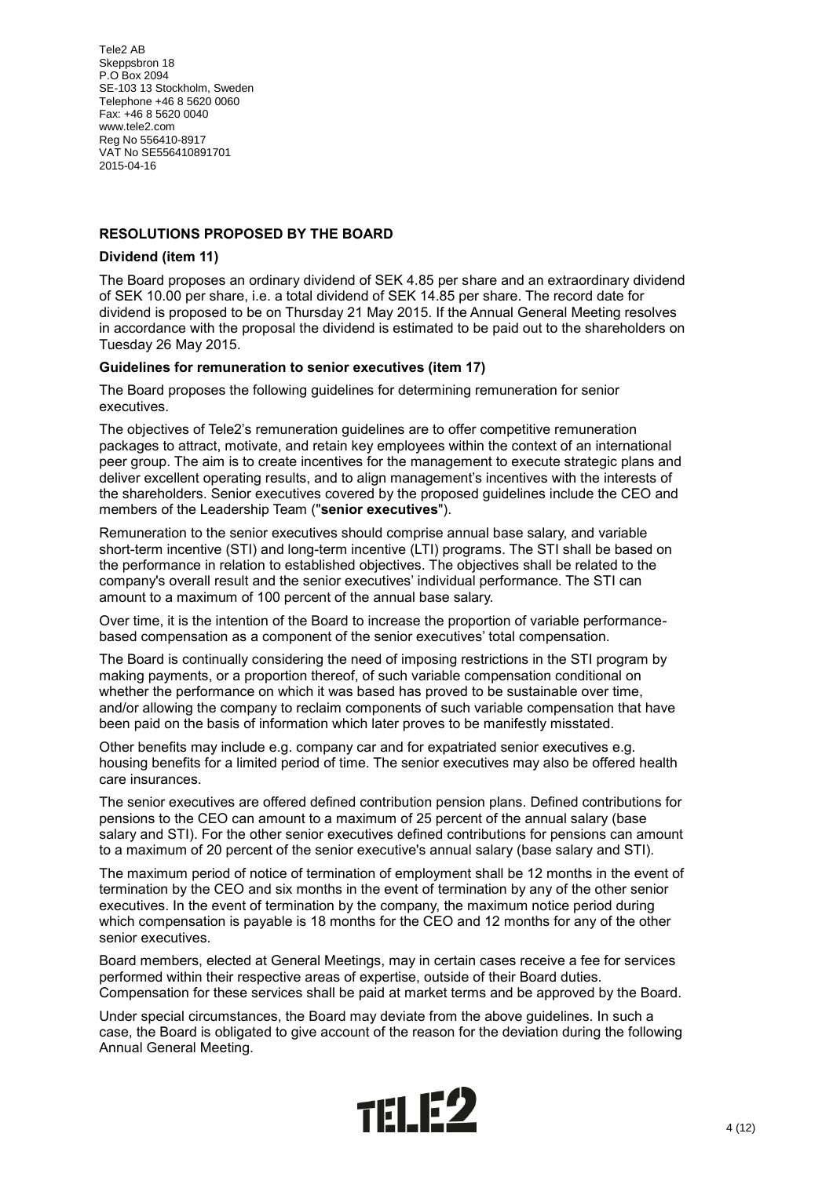Tele2 AB
Skeppsbron 18
P.O Box 2094
SE-103 13 Stockholm, Sweden
Telephone +46 8 5620 0060
Fax: +46 8 5620 0040
www.tele2.com
Reg No 556410-8917
VAT No SE556410891701
2015-04-16

## RESOLUTIONS PROPOSED BY THE BOARD

### Dividend (item 11)

The Board proposes an ordinary dividend of SEK 4.85 per share and an extraordinary dividend of SEK 10.00 per share, i.e. a total dividend of SEK 14.85 per share. The record date for dividend is proposed to be on Thursday 21 May 2015. If the Annual General Meeting resolves in accordance with the proposal the dividend is estimated to be paid out to the shareholders on Tuesday 26 May 2015.

### Guidelines for remuneration to senior executives (item 17)

The Board proposes the following guidelines for determining remuneration for senior executives.

The objectives of Tele2's remuneration guidelines are to offer competitive remuneration packages to attract, motivate, and retain key employees within the context of an international peer group. The aim is to create incentives for the management to execute strategic plans and deliver excellent operating results, and to align management's incentives with the interests of the shareholders. Senior executives covered by the proposed guidelines include the CEO and members of the Leadership Team ("**senior executives**").

Remuneration to the senior executives should comprise annual base salary, and variable short-term incentive (STI) and long-term incentive (LTI) programs. The STI shall be based on the performance in relation to established objectives. The objectives shall be related to the company's overall result and the senior executives' individual performance. The STI can amount to a maximum of 100 percent of the annual base salary.

Over time, it is the intention of the Board to increase the proportion of variable performance-based compensation as a component of the senior executives' total compensation.

The Board is continually considering the need of imposing restrictions in the STI program by making payments, or a proportion thereof, of such variable compensation conditional on whether the performance on which it was based has proved to be sustainable over time, and/or allowing the company to reclaim components of such variable compensation that have been paid on the basis of information which later proves to be manifestly misstated.

Other benefits may include e.g. company car and for expatriated senior executives e.g. housing benefits for a limited period of time. The senior executives may also be offered health care insurances.

The senior executives are offered defined contribution pension plans. Defined contributions for pensions to the CEO can amount to a maximum of 25 percent of the annual salary (base salary and STI). For the other senior executives defined contributions for pensions can amount to a maximum of 20 percent of the senior executive's annual salary (base salary and STI).

The maximum period of notice of termination of employment shall be 12 months in the event of termination by the CEO and six months in the event of termination by any of the other senior executives. In the event of termination by the company, the maximum notice period during which compensation is payable is 18 months for the CEO and 12 months for any of the other senior executives.

Board members, elected at General Meetings, may in certain cases receive a fee for services performed within their respective areas of expertise, outside of their Board duties. Compensation for these services shall be paid at market terms and be approved by the Board.

Under special circumstances, the Board may deviate from the above guidelines. In such a case, the Board is obligated to give account of the reason for the deviation during the following Annual General Meeting.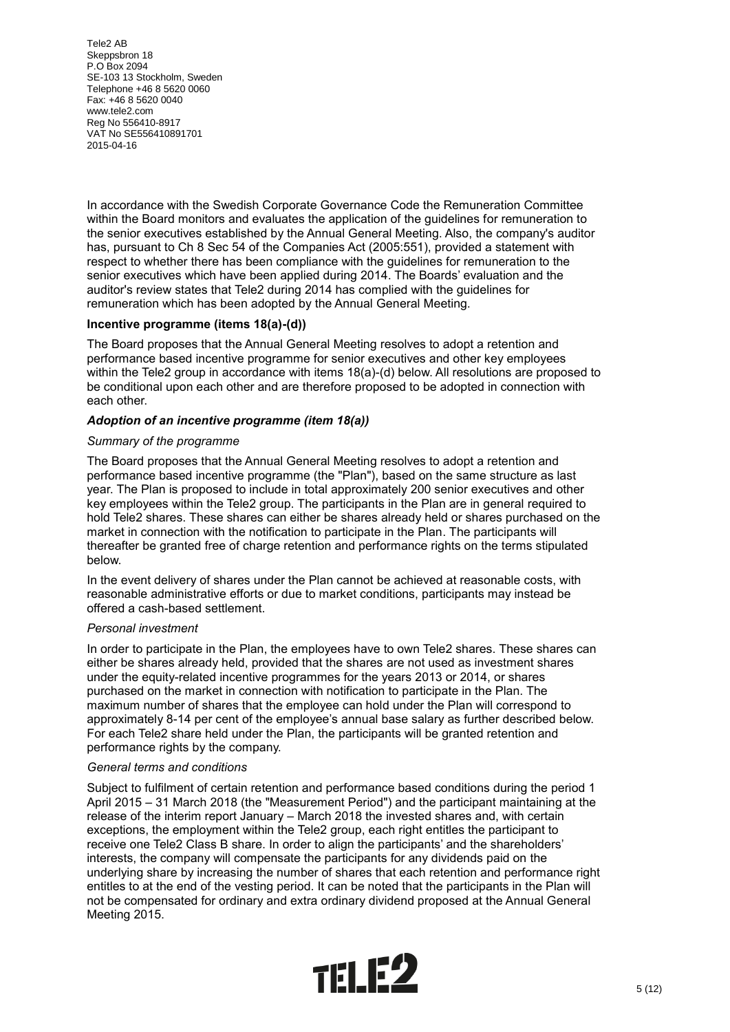In accordance with the Swedish Corporate Governance Code the Remuneration Committee within the Board monitors and evaluates the application of the guidelines for remuneration to the senior executives established by the Annual General Meeting. Also, the company's auditor has, pursuant to Ch 8 Sec 54 of the Companies Act (2005:551), provided a statement with respect to whether there has been compliance with the guidelines for remuneration to the senior executives which have been applied during 2014. The Boards' evaluation and the auditor's review states that Tele2 during 2014 has complied with the guidelines for remuneration which has been adopted by the Annual General Meeting.

**Incentive programme (items 18(a)-(d))**

The Board proposes that the Annual General Meeting resolves to adopt a retention and performance based incentive programme for senior executives and other key employees within the Tele2 group in accordance with items 18(a)-(d) below. All resolutions are proposed to be conditional upon each other and are therefore proposed to be adopted in connection with each other.

***Adoption of an incentive programme (item 18(a))***

*Summary of the programme*

The Board proposes that the Annual General Meeting resolves to adopt a retention and performance based incentive programme (the "Plan"), based on the same structure as last year. The Plan is proposed to include in total approximately 200 senior executives and other key employees within the Tele2 group. The participants in the Plan are in general required to hold Tele2 shares. These shares can either be shares already held or shares purchased on the market in connection with the notification to participate in the Plan. The participants will thereafter be granted free of charge retention and performance rights on the terms stipulated below.

In the event delivery of shares under the Plan cannot be achieved at reasonable costs, with reasonable administrative efforts or due to market conditions, participants may instead be offered a cash-based settlement.

*Personal investment*

In order to participate in the Plan, the employees have to own Tele2 shares. These shares can either be shares already held, provided that the shares are not used as investment shares under the equity-related incentive programmes for the years 2013 or 2014, or shares purchased on the market in connection with notification to participate in the Plan. The maximum number of shares that the employee can hold under the Plan will correspond to approximately 8-14 per cent of the employee's annual base salary as further described below. For each Tele2 share held under the Plan, the participants will be granted retention and performance rights by the company.

*General terms and conditions*

Subject to fulfilment of certain retention and performance based conditions during the period 1 April 2015 – 31 March 2018 (the "Measurement Period") and the participant maintaining at the release of the interim report January – March 2018 the invested shares and, with certain exceptions, the employment within the Tele2 group, each right entitles the participant to receive one Tele2 Class B share. In order to align the participants' and the shareholders' interests, the company will compensate the participants for any dividends paid on the underlying share by increasing the number of shares that each retention and performance right entitles to at the end of the vesting period. It can be noted that the participants in the Plan will not be compensated for ordinary and extra ordinary dividend proposed at the Annual General Meeting 2015.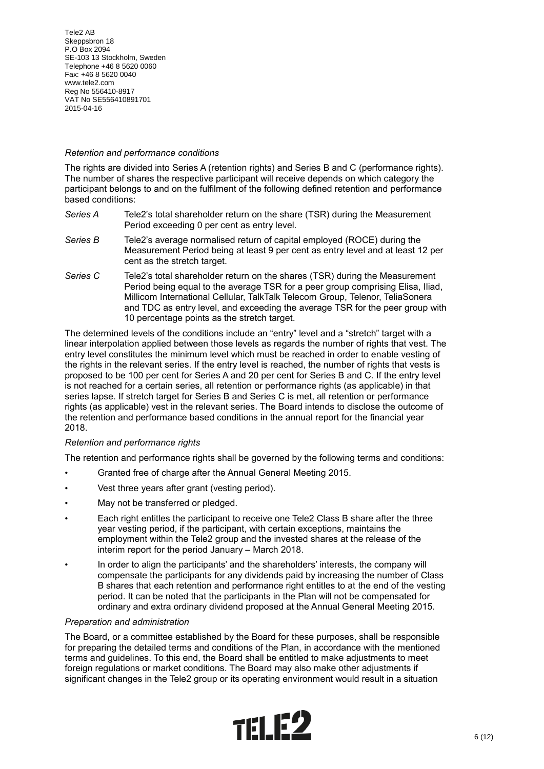*Retention and performance conditions*

The rights are divided into Series A (retention rights) and Series B and C (performance rights). The number of shares the respective participant will receive depends on which category the participant belongs to and on the fulfilment of the following defined retention and performance based conditions:

*Series A* Tele2's total shareholder return on the share (TSR) during the Measurement Period exceeding 0 per cent as entry level.

*Series B* Tele2's average normalised return of capital employed (ROCE) during the Measurement Period being at least 9 per cent as entry level and at least 12 per cent as the stretch target.

*Series C* Tele2's total shareholder return on the shares (TSR) during the Measurement Period being equal to the average TSR for a peer group comprising Elisa, Iliad, Millicom International Cellular, TalkTalk Telecom Group, Telenor, TeliaSonera and TDC as entry level, and exceeding the average TSR for the peer group with 10 percentage points as the stretch target.

The determined levels of the conditions include an "entry" level and a "stretch" target with a linear interpolation applied between those levels as regards the number of rights that vest. The entry level constitutes the minimum level which must be reached in order to enable vesting of the rights in the relevant series. If the entry level is reached, the number of rights that vests is proposed to be 100 per cent for Series A and 20 per cent for Series B and C. If the entry level is not reached for a certain series, all retention or performance rights (as applicable) in that series lapse. If stretch target for Series B and Series C is met, all retention or performance rights (as applicable) vest in the relevant series. The Board intends to disclose the outcome of the retention and performance based conditions in the annual report for the financial year 2018.

*Retention and performance rights*

The retention and performance rights shall be governed by the following terms and conditions:

- Granted free of charge after the Annual General Meeting 2015.
- Vest three years after grant (vesting period).
- May not be transferred or pledged.
- Each right entitles the participant to receive one Tele2 Class B share after the three year vesting period, if the participant, with certain exceptions, maintains the employment within the Tele2 group and the invested shares at the release of the interim report for the period January – March 2018.
- In order to align the participants' and the shareholders' interests, the company will compensate the participants for any dividends paid by increasing the number of Class B shares that each retention and performance right entitles to at the end of the vesting period. It can be noted that the participants in the Plan will not be compensated for ordinary and extra ordinary dividend proposed at the Annual General Meeting 2015.

*Preparation and administration*

The Board, or a committee established by the Board for these purposes, shall be responsible for preparing the detailed terms and conditions of the Plan, in accordance with the mentioned terms and guidelines. To this end, the Board shall be entitled to make adjustments to meet foreign regulations or market conditions. The Board may also make other adjustments if significant changes in the Tele2 group or its operating environment would result in a situation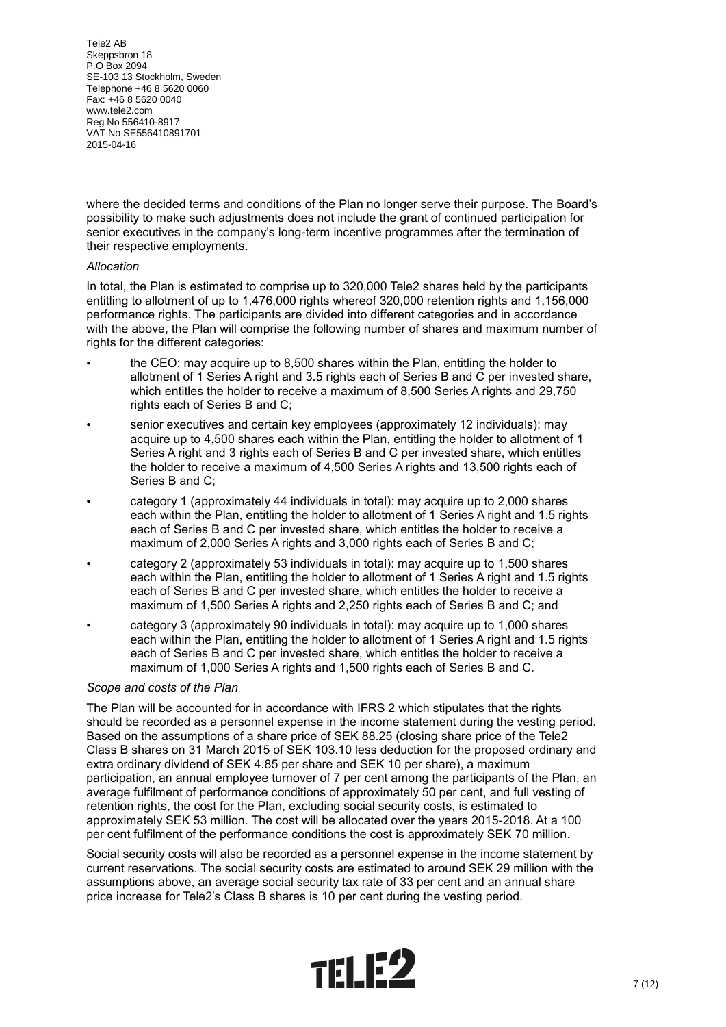where the decided terms and conditions of the Plan no longer serve their purpose. The Board's possibility to make such adjustments does not include the grant of continued participation for senior executives in the company's long-term incentive programmes after the termination of their respective employments.

*Allocation*

In total, the Plan is estimated to comprise up to 320,000 Tele2 shares held by the participants entitling to allotment of up to 1,476,000 rights whereof 320,000 retention rights and 1,156,000 performance rights. The participants are divided into different categories and in accordance with the above, the Plan will comprise the following number of shares and maximum number of rights for the different categories:

- the CEO: may acquire up to 8,500 shares within the Plan, entitling the holder to allotment of 1 Series A right and 3.5 rights each of Series B and C per invested share, which entitles the holder to receive a maximum of 8,500 Series A rights and 29,750 rights each of Series B and C;
- senior executives and certain key employees (approximately 12 individuals): may acquire up to 4,500 shares each within the Plan, entitling the holder to allotment of 1 Series A right and 3 rights each of Series B and C per invested share, which entitles the holder to receive a maximum of 4,500 Series A rights and 13,500 rights each of Series B and C;
- category 1 (approximately 44 individuals in total): may acquire up to 2,000 shares each within the Plan, entitling the holder to allotment of 1 Series A right and 1.5 rights each of Series B and C per invested share, which entitles the holder to receive a maximum of 2,000 Series A rights and 3,000 rights each of Series B and C;
- category 2 (approximately 53 individuals in total): may acquire up to 1,500 shares each within the Plan, entitling the holder to allotment of 1 Series A right and 1.5 rights each of Series B and C per invested share, which entitles the holder to receive a maximum of 1,500 Series A rights and 2,250 rights each of Series B and C; and
- category 3 (approximately 90 individuals in total): may acquire up to 1,000 shares each within the Plan, entitling the holder to allotment of 1 Series A right and 1.5 rights each of Series B and C per invested share, which entitles the holder to receive a maximum of 1,000 Series A rights and 1,500 rights each of Series B and C.

*Scope and costs of the Plan*

The Plan will be accounted for in accordance with IFRS 2 which stipulates that the rights should be recorded as a personnel expense in the income statement during the vesting period. Based on the assumptions of a share price of SEK 88.25 (closing share price of the Tele2 Class B shares on 31 March 2015 of SEK 103.10 less deduction for the proposed ordinary and extra ordinary dividend of SEK 4.85 per share and SEK 10 per share), a maximum participation, an annual employee turnover of 7 per cent among the participants of the Plan, an average fulfilment of performance conditions of approximately 50 per cent, and full vesting of retention rights, the cost for the Plan, excluding social security costs, is estimated to approximately SEK 53 million. The cost will be allocated over the years 2015-2018. At a 100 per cent fulfilment of the performance conditions the cost is approximately SEK 70 million.

Social security costs will also be recorded as a personnel expense in the income statement by current reservations. The social security costs are estimated to around SEK 29 million with the assumptions above, an average social security tax rate of 33 per cent and an annual share price increase for Tele2's Class B shares is 10 per cent during the vesting period.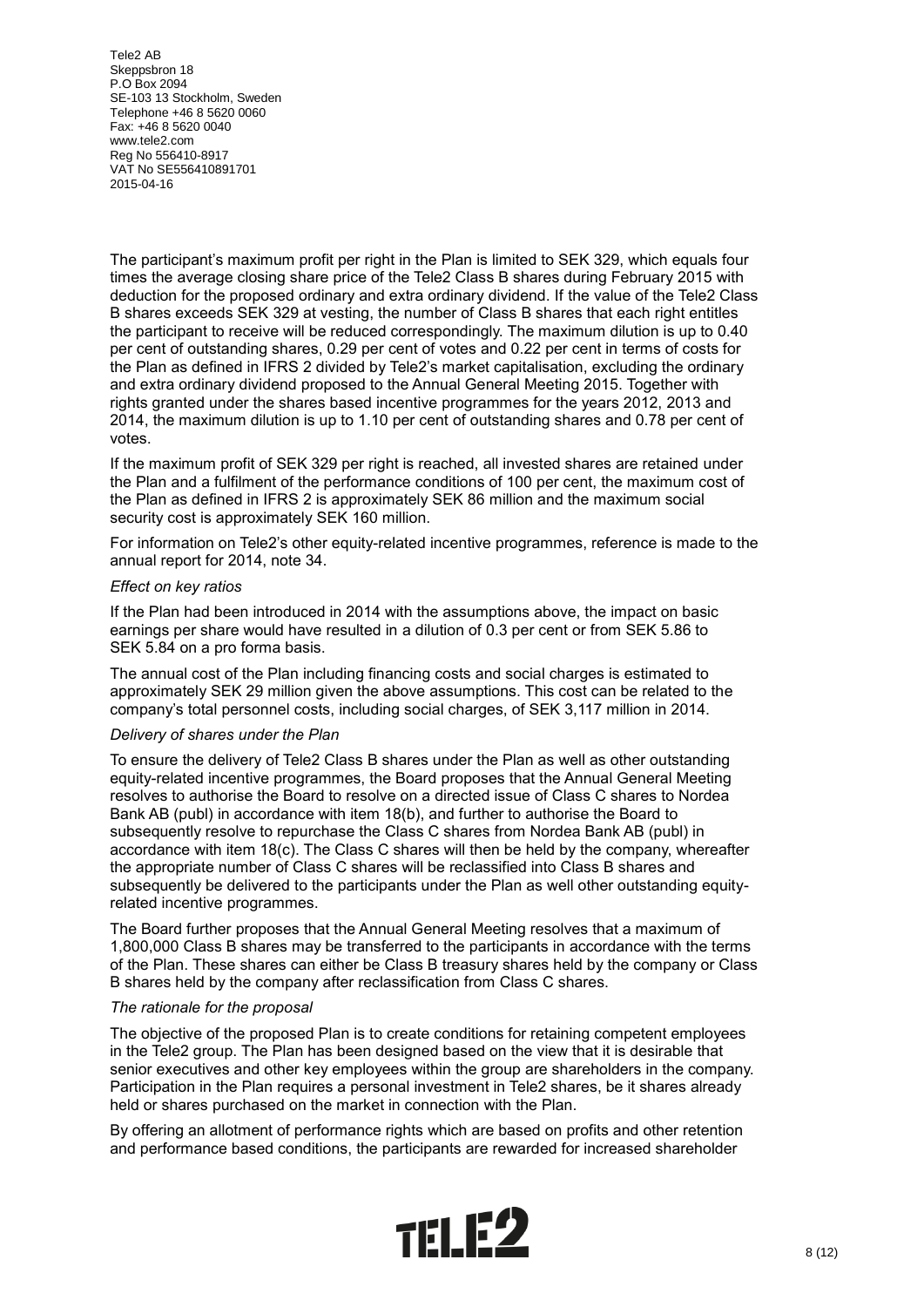The participant's maximum profit per right in the Plan is limited to SEK 329, which equals four times the average closing share price of the Tele2 Class B shares during February 2015 with deduction for the proposed ordinary and extra ordinary dividend. If the value of the Tele2 Class B shares exceeds SEK 329 at vesting, the number of Class B shares that each right entitles the participant to receive will be reduced correspondingly. The maximum dilution is up to 0.40 per cent of outstanding shares, 0.29 per cent of votes and 0.22 per cent in terms of costs for the Plan as defined in IFRS 2 divided by Tele2's market capitalisation, excluding the ordinary and extra ordinary dividend proposed to the Annual General Meeting 2015. Together with rights granted under the shares based incentive programmes for the years 2012, 2013 and 2014, the maximum dilution is up to 1.10 per cent of outstanding shares and 0.78 per cent of votes.

If the maximum profit of SEK 329 per right is reached, all invested shares are retained under the Plan and a fulfilment of the performance conditions of 100 per cent, the maximum cost of the Plan as defined in IFRS 2 is approximately SEK 86 million and the maximum social security cost is approximately SEK 160 million.

For information on Tele2's other equity-related incentive programmes, reference is made to the annual report for 2014, note 34.

*Effect on key ratios*

If the Plan had been introduced in 2014 with the assumptions above, the impact on basic earnings per share would have resulted in a dilution of 0.3 per cent or from SEK 5.86 to SEK 5.84 on a pro forma basis.

The annual cost of the Plan including financing costs and social charges is estimated to approximately SEK 29 million given the above assumptions. This cost can be related to the company's total personnel costs, including social charges, of SEK 3,117 million in 2014.

*Delivery of shares under the Plan*

To ensure the delivery of Tele2 Class B shares under the Plan as well as other outstanding equity-related incentive programmes, the Board proposes that the Annual General Meeting resolves to authorise the Board to resolve on a directed issue of Class C shares to Nordea Bank AB (publ) in accordance with item 18(b), and further to authorise the Board to subsequently resolve to repurchase the Class C shares from Nordea Bank AB (publ) in accordance with item 18(c). The Class C shares will then be held by the company, whereafter the appropriate number of Class C shares will be reclassified into Class B shares and subsequently be delivered to the participants under the Plan as well other outstanding equity-related incentive programmes.

The Board further proposes that the Annual General Meeting resolves that a maximum of 1,800,000 Class B shares may be transferred to the participants in accordance with the terms of the Plan. These shares can either be Class B treasury shares held by the company or Class B shares held by the company after reclassification from Class C shares.

*The rationale for the proposal*

The objective of the proposed Plan is to create conditions for retaining competent employees in the Tele2 group. The Plan has been designed based on the view that it is desirable that senior executives and other key employees within the group are shareholders in the company. Participation in the Plan requires a personal investment in Tele2 shares, be it shares already held or shares purchased on the market in connection with the Plan.

By offering an allotment of performance rights which are based on profits and other retention and performance based conditions, the participants are rewarded for increased shareholder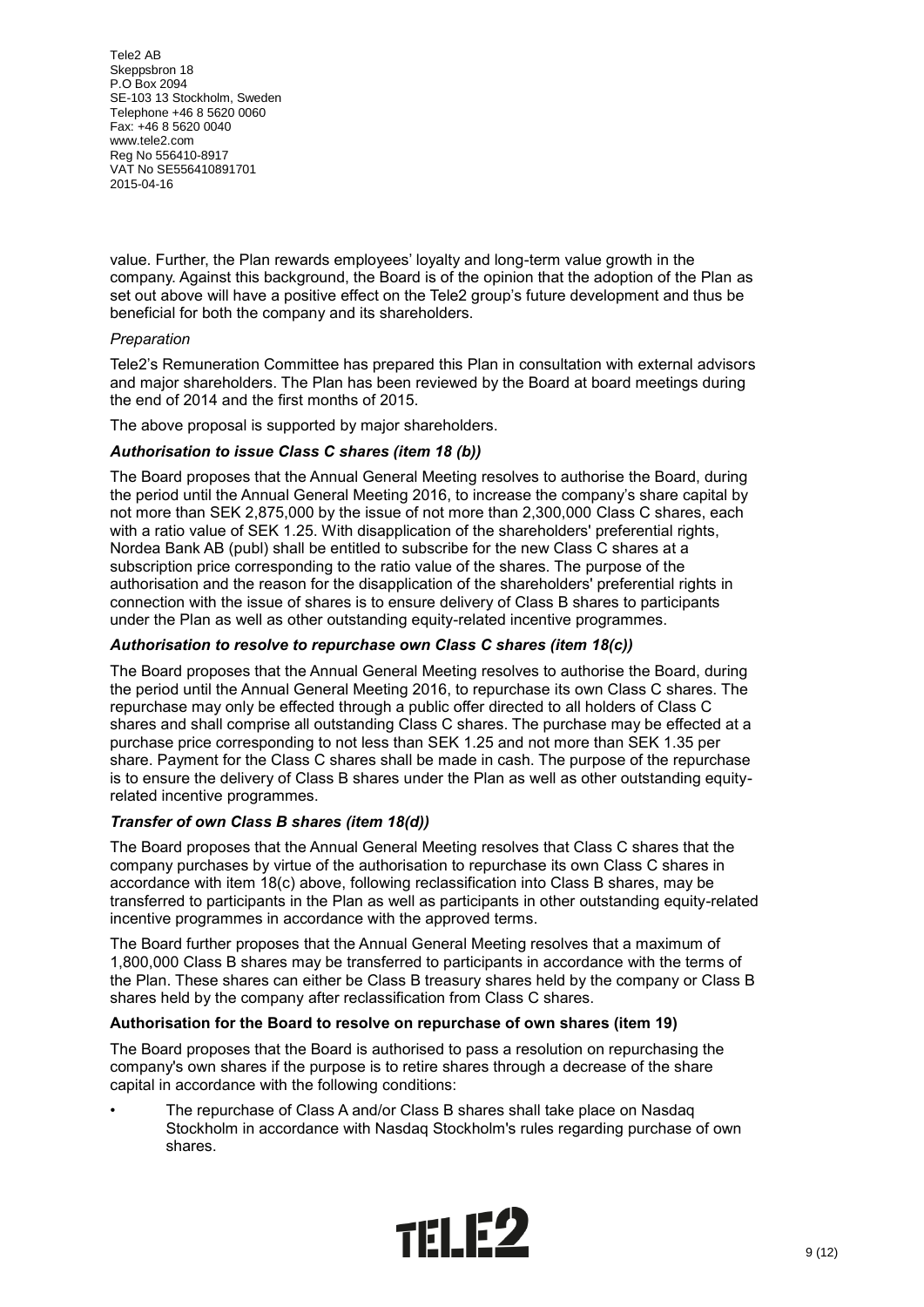value. Further, the Plan rewards employees' loyalty and long-term value growth in the company. Against this background, the Board is of the opinion that the adoption of the Plan as set out above will have a positive effect on the Tele2 group's future development and thus be beneficial for both the company and its shareholders.

*Preparation*

Tele2's Remuneration Committee has prepared this Plan in consultation with external advisors and major shareholders. The Plan has been reviewed by the Board at board meetings during the end of 2014 and the first months of 2015.

The above proposal is supported by major shareholders.

***Authorisation to issue Class C shares (item 18 (b))***

The Board proposes that the Annual General Meeting resolves to authorise the Board, during the period until the Annual General Meeting 2016, to increase the company's share capital by not more than SEK 2,875,000 by the issue of not more than 2,300,000 Class C shares, each with a ratio value of SEK 1.25. With disapplication of the shareholders' preferential rights, Nordea Bank AB (publ) shall be entitled to subscribe for the new Class C shares at a subscription price corresponding to the ratio value of the shares. The purpose of the authorisation and the reason for the disapplication of the shareholders' preferential rights in connection with the issue of shares is to ensure delivery of Class B shares to participants under the Plan as well as other outstanding equity-related incentive programmes.

***Authorisation to resolve to repurchase own Class C shares (item 18(c))***

The Board proposes that the Annual General Meeting resolves to authorise the Board, during the period until the Annual General Meeting 2016, to repurchase its own Class C shares. The repurchase may only be effected through a public offer directed to all holders of Class C shares and shall comprise all outstanding Class C shares. The purchase may be effected at a purchase price corresponding to not less than SEK 1.25 and not more than SEK 1.35 per share. Payment for the Class C shares shall be made in cash. The purpose of the repurchase is to ensure the delivery of Class B shares under the Plan as well as other outstanding equity-related incentive programmes.

***Transfer of own Class B shares (item 18(d))***

The Board proposes that the Annual General Meeting resolves that Class C shares that the company purchases by virtue of the authorisation to repurchase its own Class C shares in accordance with item 18(c) above, following reclassification into Class B shares, may be transferred to participants in the Plan as well as participants in other outstanding equity-related incentive programmes in accordance with the approved terms.

The Board further proposes that the Annual General Meeting resolves that a maximum of 1,800,000 Class B shares may be transferred to participants in accordance with the terms of the Plan. These shares can either be Class B treasury shares held by the company or Class B shares held by the company after reclassification from Class C shares.

**Authorisation for the Board to resolve on repurchase of own shares (item 19)**

The Board proposes that the Board is authorised to pass a resolution on repurchasing the company's own shares if the purpose is to retire shares through a decrease of the share capital in accordance with the following conditions:

- The repurchase of Class A and/or Class B shares shall take place on Nasdaq Stockholm in accordance with Nasdaq Stockholm's rules regarding purchase of own shares.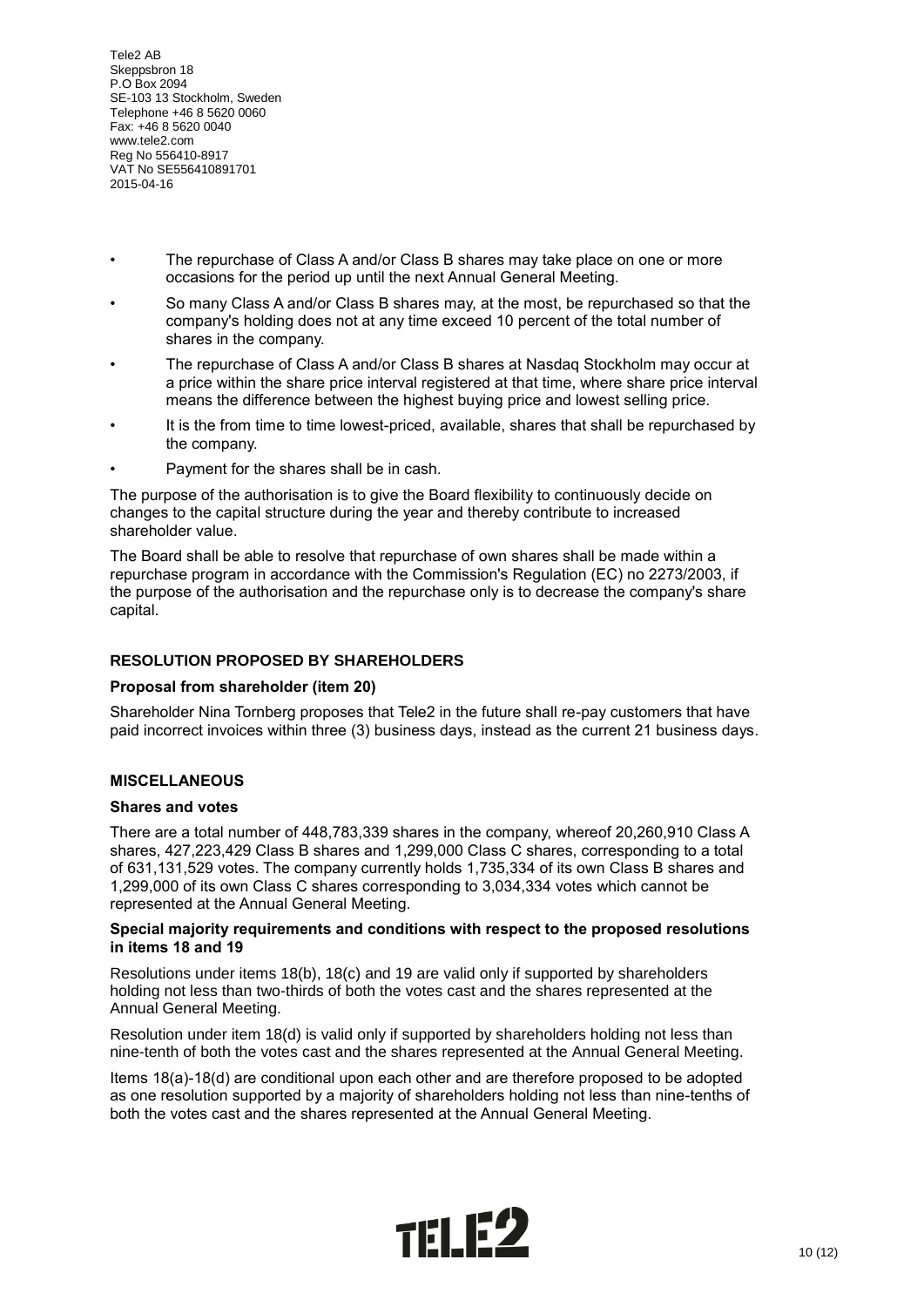- The repurchase of Class A and/or Class B shares may take place on one or more occasions for the period up until the next Annual General Meeting.
- So many Class A and/or Class B shares may, at the most, be repurchased so that the company's holding does not at any time exceed 10 percent of the total number of shares in the company.
- The repurchase of Class A and/or Class B shares at Nasdaq Stockholm may occur at a price within the share price interval registered at that time, where share price interval means the difference between the highest buying price and lowest selling price.
- It is the from time to time lowest-priced, available, shares that shall be repurchased by the company.
- Payment for the shares shall be in cash.

The purpose of the authorisation is to give the Board flexibility to continuously decide on changes to the capital structure during the year and thereby contribute to increased shareholder value.

The Board shall be able to resolve that repurchase of own shares shall be made within a repurchase program in accordance with the Commission's Regulation (EC) no 2273/2003, if the purpose of the authorisation and the repurchase only is to decrease the company's share capital.

## RESOLUTION PROPOSED BY SHAREHOLDERS

### Proposal from shareholder (item 20)

Shareholder Nina Tornberg proposes that Tele2 in the future shall re-pay customers that have paid incorrect invoices within three (3) business days, instead as the current 21 business days.

## MISCELLANEOUS

### Shares and votes

There are a total number of 448,783,339 shares in the company, whereof 20,260,910 Class A shares, 427,223,429 Class B shares and 1,299,000 Class C shares, corresponding to a total of 631,131,529 votes. The company currently holds 1,735,334 of its own Class B shares and 1,299,000 of its own Class C shares corresponding to 3,034,334 votes which cannot be represented at the Annual General Meeting.

### Special majority requirements and conditions with respect to the proposed resolutions in items 18 and 19

Resolutions under items 18(b), 18(c) and 19 are valid only if supported by shareholders holding not less than two-thirds of both the votes cast and the shares represented at the Annual General Meeting.

Resolution under item 18(d) is valid only if supported by shareholders holding not less than nine-tenth of both the votes cast and the shares represented at the Annual General Meeting.

Items 18(a)-18(d) are conditional upon each other and are therefore proposed to be adopted as one resolution supported by a majority of shareholders holding not less than nine-tenths of both the votes cast and the shares represented at the Annual General Meeting.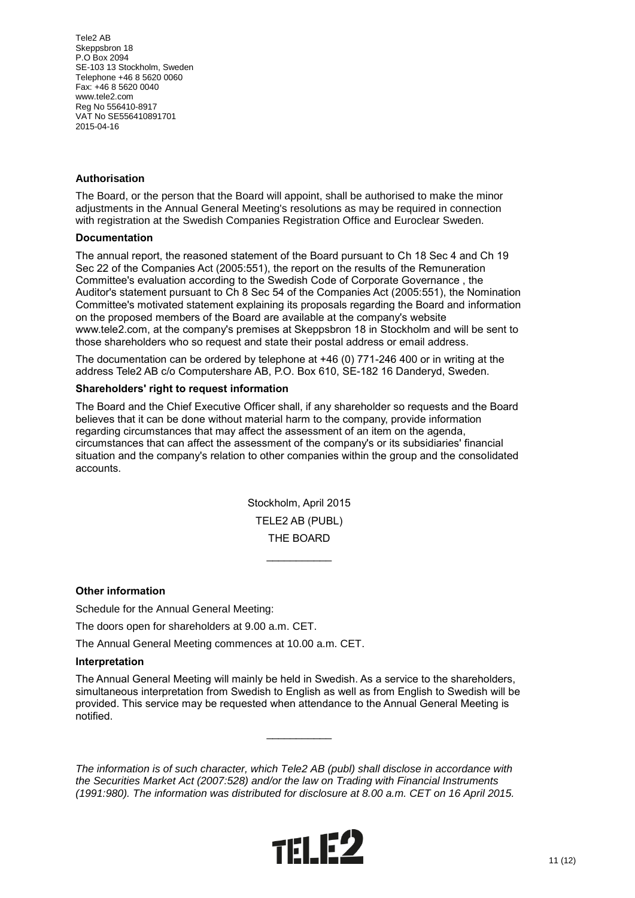Tele2 AB
Skeppsbron 18
P.O Box 2094
SE-103 13 Stockholm, Sweden
Telephone +46 8 5620 0060
Fax: +46 8 5620 0040
www.tele2.com
Reg No 556410-8917
VAT No SE556410891701
2015-04-16

**Authorisation**

The Board, or the person that the Board will appoint, shall be authorised to make the minor adjustments in the Annual General Meeting's resolutions as may be required in connection with registration at the Swedish Companies Registration Office and Euroclear Sweden.

**Documentation**

The annual report, the reasoned statement of the Board pursuant to Ch 18 Sec 4 and Ch 19 Sec 22 of the Companies Act (2005:551), the report on the results of the Remuneration Committee's evaluation according to the Swedish Code of Corporate Governance , the Auditor's statement pursuant to Ch 8 Sec 54 of the Companies Act (2005:551), the Nomination Committee's motivated statement explaining its proposals regarding the Board and information on the proposed members of the Board are available at the company's website www.tele2.com, at the company's premises at Skeppsbron 18 in Stockholm and will be sent to those shareholders who so request and state their postal address or email address.

The documentation can be ordered by telephone at +46 (0) 771-246 400 or in writing at the address Tele2 AB c/o Computershare AB, P.O. Box 610, SE-182 16 Danderyd, Sweden.

**Shareholders' right to request information**

The Board and the Chief Executive Officer shall, if any shareholder so requests and the Board believes that it can be done without material harm to the company, provide information regarding circumstances that may affect the assessment of an item on the agenda, circumstances that can affect the assessment of the company's or its subsidiaries' financial situation and the company's relation to other companies within the group and the consolidated accounts.

Stockholm, April 2015

TELE2 AB (PUBL)

THE BOARD

___________

**Other information**

Schedule for the Annual General Meeting:

The doors open for shareholders at 9.00 a.m. CET.

The Annual General Meeting commences at 10.00 a.m. CET.

**Interpretation**

The Annual General Meeting will mainly be held in Swedish. As a service to the shareholders, simultaneous interpretation from Swedish to English as well as from English to Swedish will be provided. This service may be requested when attendance to the Annual General Meeting is notified.

___________

*The information is of such character, which Tele2 AB (publ) shall disclose in accordance with the Securities Market Act (2007:528) and/or the law on Trading with Financial Instruments (1991:980). The information was distributed for disclosure at 8.00 a.m. CET on 16 April 2015.*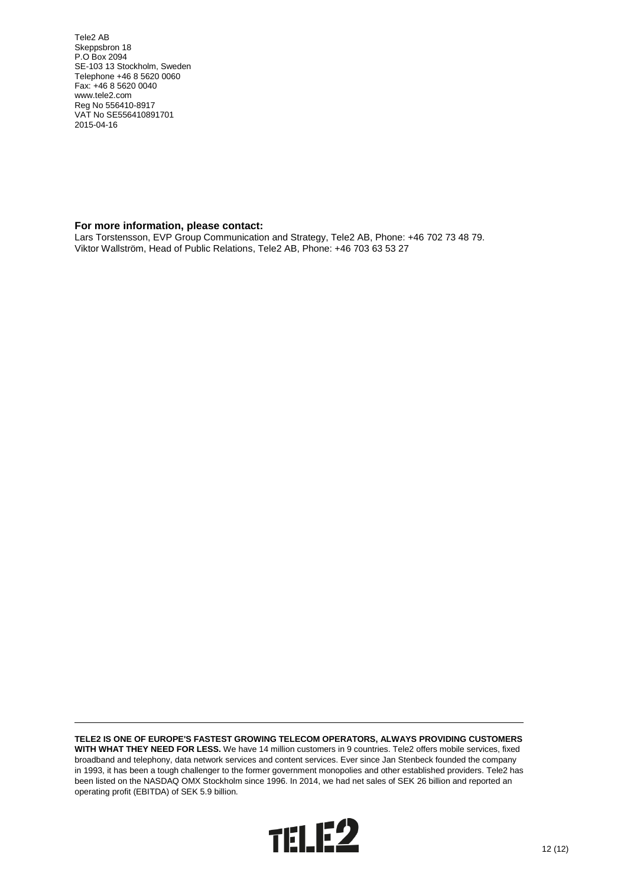Tele2 AB
Skeppsbron 18
P.O Box 2094
SE-103 13 Stockholm, Sweden
Telephone +46 8 5620 0060
Fax: +46 8 5620 0040
www.tele2.com
Reg No 556410-8917
VAT No SE556410891701
2015-04-16

**For more information, please contact:**
Lars Torstensson, EVP Group Communication and Strategy, Tele2 AB, Phone: +46 702 73 48 79.
Viktor Wallström, Head of Public Relations, Tele2 AB, Phone: +46 703 63 53 27

---

**TELE2 IS ONE OF EUROPE'S FASTEST GROWING TELECOM OPERATORS, ALWAYS PROVIDING CUSTOMERS WITH WHAT THEY NEED FOR LESS.** We have 14 million customers in 9 countries. Tele2 offers mobile services, fixed broadband and telephony, data network services and content services. Ever since Jan Stenbeck founded the company in 1993, it has been a tough challenger to the former government monopolies and other established providers. Tele2 has been listed on the NASDAQ OMX Stockholm since 1996. In 2014, we had net sales of SEK 26 billion and reported an operating profit (EBITDA) of SEK 5.9 billion.